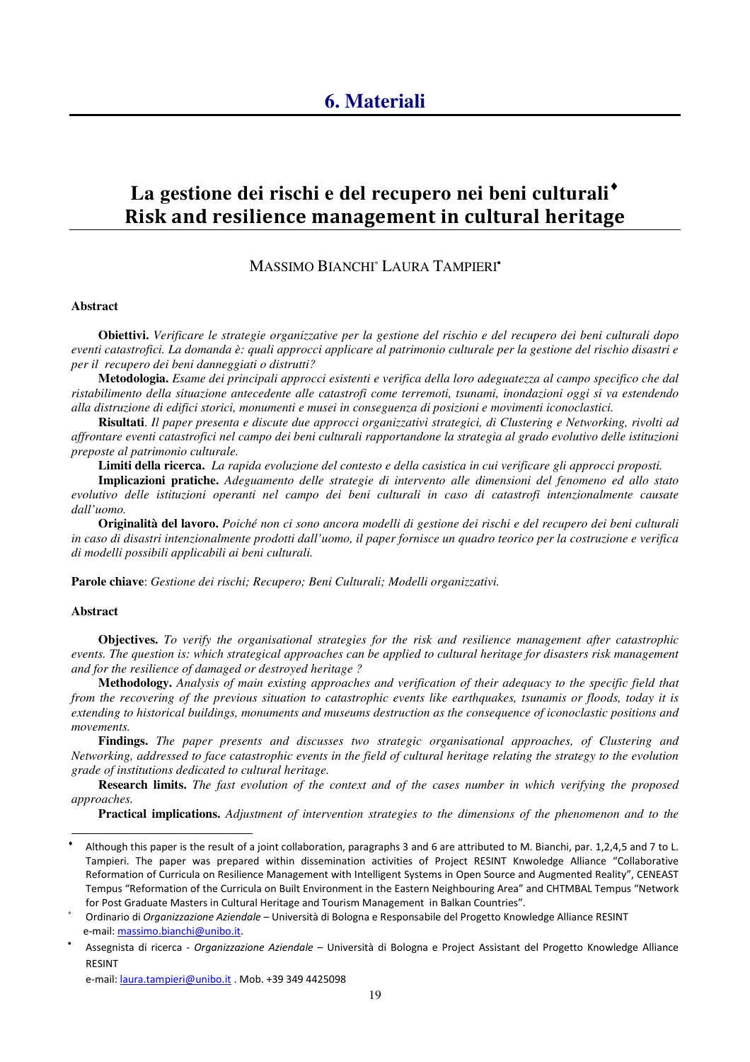# 6. Materiali

## La gestione dei rischi e del recupero nei beni culturali[♦]
## Risk and resilience management in cultural heritage

MASSIMO BIANCHI[*] LAURA TAMPIERI[•]

**Abstract**

**Obiettivi.** *Verificare le strategie organizzative per la gestione del rischio e del recupero dei beni culturali dopo eventi catastrofici. La domanda è: quali approcci applicare al patrimonio culturale per la gestione del rischio disastri e per il recupero dei beni danneggiati o distrutti?*

**Metodologia.** *Esame dei principali approcci esistenti e verifica della loro adeguatezza al campo specifico che dal ristabilimento della situazione antecedente alle catastrofi come terremoti, tsunami, inondazioni oggi si va estendendo alla distruzione di edifici storici, monumenti e musei in conseguenza di posizioni e movimenti iconoclastici.*

**Risultati**. *Il paper presenta e discute due approcci organizzativi strategici, di Clustering e Networking, rivolti ad affrontare eventi catastrofici nel campo dei beni culturali rapportandone la strategia al grado evolutivo delle istituzioni preposte al patrimonio culturale.*

**Limiti della ricerca.** *La rapida evoluzione del contesto e della casistica in cui verificare gli approcci proposti.*

**Implicazioni pratiche.** *Adeguamento delle strategie di intervento alle dimensioni del fenomeno ed allo stato evolutivo delle istituzioni operanti nel campo dei beni culturali in caso di catastrofi intenzionalmente causate dall'uomo.*

**Originalità del lavoro.** *Poiché non ci sono ancora modelli di gestione dei rischi e del recupero dei beni culturali in caso di disastri intenzionalmente prodotti dall'uomo, il paper fornisce un quadro teorico per la costruzione e verifica di modelli possibili applicabili ai beni culturali.*

**Parole chiave**: *Gestione dei rischi; Recupero; Beni Culturali; Modelli organizzativi.*

**Abstract**

**Objectives.** *To verify the organisational strategies for the risk and resilience management after catastrophic events. The question is: which strategical approaches can be applied to cultural heritage for disasters risk management and for the resilience of damaged or destroyed heritage ?*

**Methodology.** *Analysis of main existing approaches and verification of their adequacy to the specific field that from the recovering of the previous situation to catastrophic events like earthquakes, tsunamis or floods, today it is extending to historical buildings, monuments and museums destruction as the consequence of iconoclastic positions and movements.*

**Findings.** *The paper presents and discusses two strategic organisational approaches, of Clustering and Networking, addressed to face catastrophic events in the field of cultural heritage relating the strategy to the evolution grade of institutions dedicated to cultural heritage.*

**Research limits.** *The fast evolution of the context and of the cases number in which verifying the proposed approaches.*

**Practical implications.** *Adjustment of intervention strategies to the dimensions of the phenomenon and to the*

---

[♦] Although this paper is the result of a joint collaboration, paragraphs 3 and 6 are attributed to M. Bianchi, par. 1,2,4,5 and 7 to L. Tampieri. The paper was prepared within dissemination activities of Project RESINT Knwoledge Alliance "Collaborative Reformation of Curricula on Resilience Management with Intelligent Systems in Open Source and Augmented Reality", CENEAST Tempus "Reformation of the Curricula on Built Environment in the Eastern Neighbouring Area" and CHTMBAL Tempus "Network for Post Graduate Masters in Cultural Heritage and Tourism Management in Balkan Countries".

[*] Ordinario di *Organizzazione Aziendale* – Università di Bologna e Responsabile del Progetto Knowledge Alliance RESINT e-mail: massimo.bianchi@unibo.it.

[•] Assegnista di ricerca - *Organizzazione Aziendale* – Università di Bologna e Project Assistant del Progetto Knowledge Alliance RESINT
e-mail: laura.tampieri@unibo.it . Mob. +39 349 4425098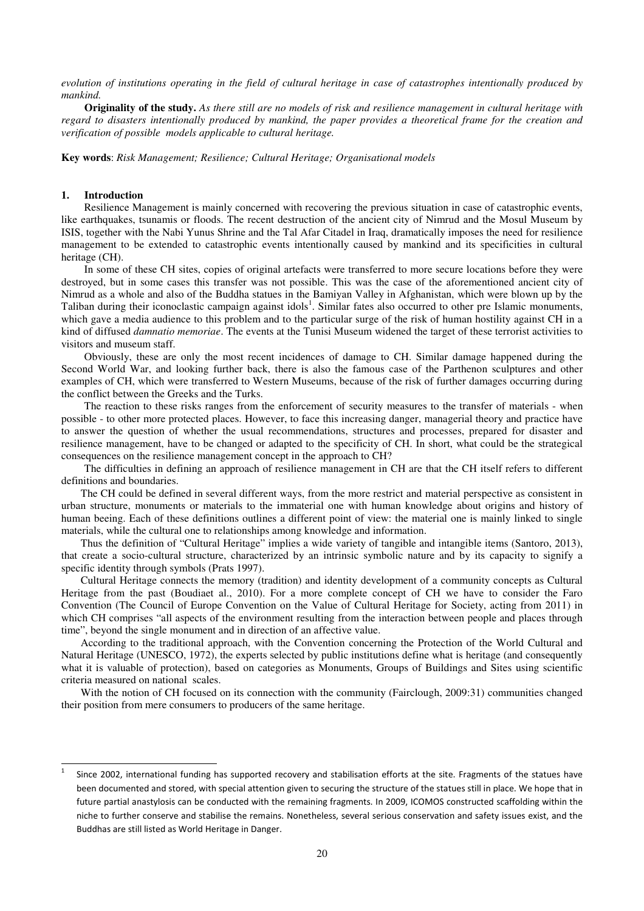*evolution of institutions operating in the field of cultural heritage in case of catastrophes intentionally produced by mankind.*

**Originality of the study.** *As there still are no models of risk and resilience management in cultural heritage with regard to disasters intentionally produced by mankind, the paper provides a theoretical frame for the creation and verification of possible models applicable to cultural heritage.*

**Key words**: *Risk Management; Resilience; Cultural Heritage; Organisational models*

## 1. Introduction

Resilience Management is mainly concerned with recovering the previous situation in case of catastrophic events, like earthquakes, tsunamis or floods. The recent destruction of the ancient city of Nimrud and the Mosul Museum by ISIS, together with the Nabi Yunus Shrine and the Tal Afar Citadel in Iraq, dramatically imposes the need for resilience management to be extended to catastrophic events intentionally caused by mankind and its specificities in cultural heritage (CH).

In some of these CH sites, copies of original artefacts were transferred to more secure locations before they were destroyed, but in some cases this transfer was not possible. This was the case of the aforementioned ancient city of Nimrud as a whole and also of the Buddha statues in the Bamiyan Valley in Afghanistan, which were blown up by the Taliban during their iconoclastic campaign against idols[1]. Similar fates also occurred to other pre Islamic monuments, which gave a media audience to this problem and to the particular surge of the risk of human hostility against CH in a kind of diffused *damnatio memoriae*. The events at the Tunisi Museum widened the target of these terrorist activities to visitors and museum staff.

Obviously, these are only the most recent incidences of damage to CH. Similar damage happened during the Second World War, and looking further back, there is also the famous case of the Parthenon sculptures and other examples of CH, which were transferred to Western Museums, because of the risk of further damages occurring during the conflict between the Greeks and the Turks.

The reaction to these risks ranges from the enforcement of security measures to the transfer of materials - when possible - to other more protected places. However, to face this increasing danger, managerial theory and practice have to answer the question of whether the usual recommendations, structures and processes, prepared for disaster and resilience management, have to be changed or adapted to the specificity of CH. In short, what could be the strategical consequences on the resilience management concept in the approach to CH?

The difficulties in defining an approach of resilience management in CH are that the CH itself refers to different definitions and boundaries.

The CH could be defined in several different ways, from the more restrict and material perspective as consistent in urban structure, monuments or materials to the immaterial one with human knowledge about origins and history of human beeing. Each of these definitions outlines a different point of view: the material one is mainly linked to single materials, while the cultural one to relationships among knowledge and information.

Thus the definition of "Cultural Heritage" implies a wide variety of tangible and intangible items (Santoro, 2013), that create a socio-cultural structure, characterized by an intrinsic symbolic nature and by its capacity to signify a specific identity through symbols (Prats 1997).

Cultural Heritage connects the memory (tradition) and identity development of a community concepts as Cultural Heritage from the past (Boudiaet al., 2010). For a more complete concept of CH we have to consider the Faro Convention (The Council of Europe Convention on the Value of Cultural Heritage for Society, acting from 2011) in which CH comprises "all aspects of the environment resulting from the interaction between people and places through time", beyond the single monument and in direction of an affective value.

According to the traditional approach, with the Convention concerning the Protection of the World Cultural and Natural Heritage (UNESCO, 1972), the experts selected by public institutions define what is heritage (and consequently what it is valuable of protection), based on categories as Monuments, Groups of Buildings and Sites using scientific criteria measured on national scales.

With the notion of CH focused on its connection with the community (Fairclough, 2009:31) communities changed their position from mere consumers to producers of the same heritage.

---

[1] Since 2002, international funding has supported recovery and stabilisation efforts at the site. Fragments of the statues have been documented and stored, with special attention given to securing the structure of the statues still in place. We hope that in future partial anastylosis can be conducted with the remaining fragments. In 2009, ICOMOS constructed scaffolding within the niche to further conserve and stabilise the remains. Nonetheless, several serious conservation and safety issues exist, and the Buddhas are still listed as World Heritage in Danger.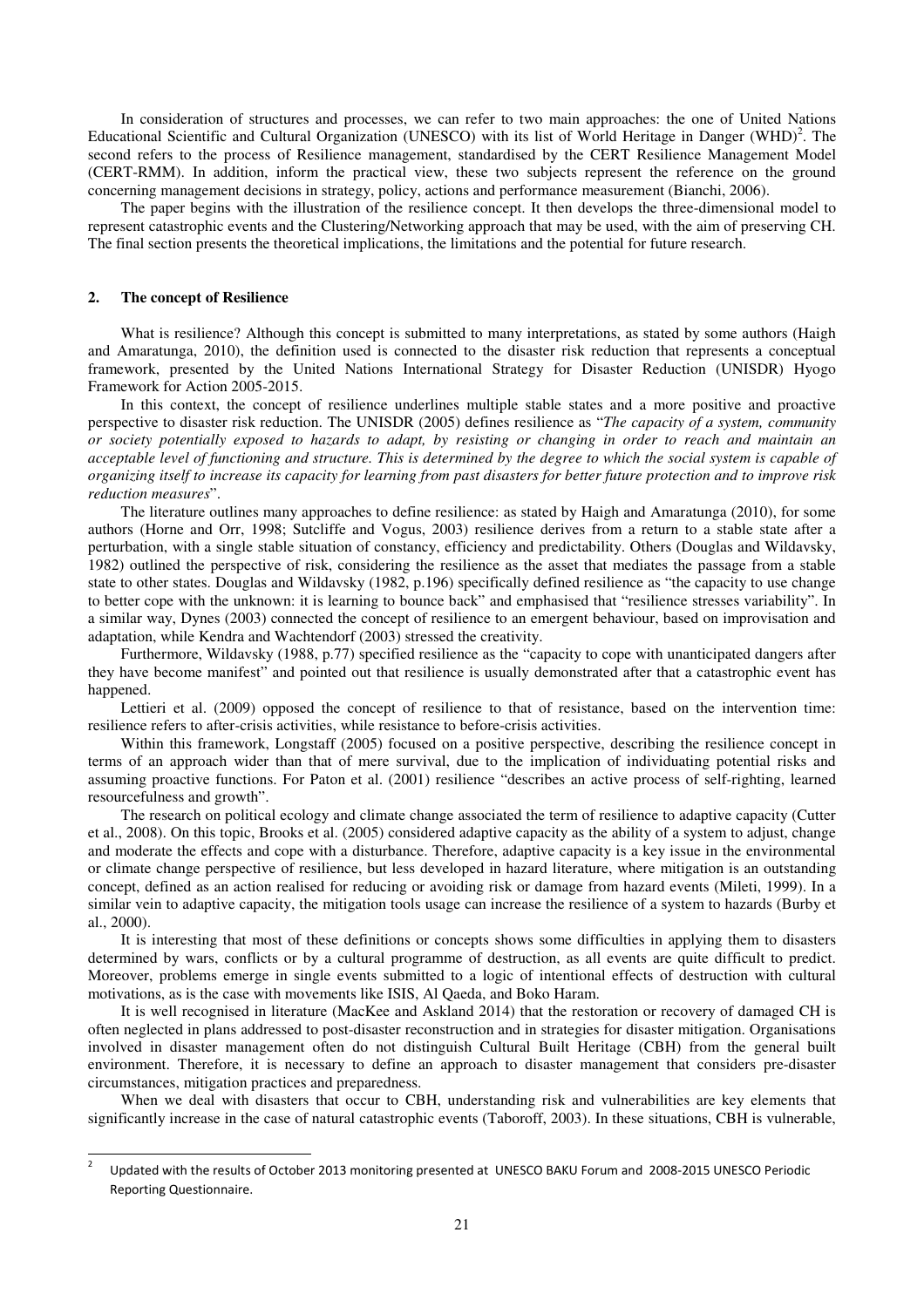In consideration of structures and processes, we can refer to two main approaches: the one of United Nations Educational Scientific and Cultural Organization (UNESCO) with its list of World Heritage in Danger (WHD)[2]. The second refers to the process of Resilience management, standardised by the CERT Resilience Management Model (CERT-RMM). In addition, inform the practical view, these two subjects represent the reference on the ground concerning management decisions in strategy, policy, actions and performance measurement (Bianchi, 2006).

The paper begins with the illustration of the resilience concept. It then develops the three-dimensional model to represent catastrophic events and the Clustering/Networking approach that may be used, with the aim of preserving CH. The final section presents the theoretical implications, the limitations and the potential for future research.

## 2. The concept of Resilience

What is resilience? Although this concept is submitted to many interpretations, as stated by some authors (Haigh and Amaratunga, 2010), the definition used is connected to the disaster risk reduction that represents a conceptual framework, presented by the United Nations International Strategy for Disaster Reduction (UNISDR) Hyogo Framework for Action 2005-2015.

In this context, the concept of resilience underlines multiple stable states and a more positive and proactive perspective to disaster risk reduction. The UNISDR (2005) defines resilience as "*The capacity of a system, community or society potentially exposed to hazards to adapt, by resisting or changing in order to reach and maintain an acceptable level of functioning and structure. This is determined by the degree to which the social system is capable of organizing itself to increase its capacity for learning from past disasters for better future protection and to improve risk reduction measures*".

The literature outlines many approaches to define resilience: as stated by Haigh and Amaratunga (2010), for some authors (Horne and Orr, 1998; Sutcliffe and Vogus, 2003) resilience derives from a return to a stable state after a perturbation, with a single stable situation of constancy, efficiency and predictability. Others (Douglas and Wildavsky, 1982) outlined the perspective of risk, considering the resilience as the asset that mediates the passage from a stable state to other states. Douglas and Wildavsky (1982, p.196) specifically defined resilience as "the capacity to use change to better cope with the unknown: it is learning to bounce back" and emphasised that "resilience stresses variability". In a similar way, Dynes (2003) connected the concept of resilience to an emergent behaviour, based on improvisation and adaptation, while Kendra and Wachtendorf (2003) stressed the creativity.

Furthermore, Wildavsky (1988, p.77) specified resilience as the "capacity to cope with unanticipated dangers after they have become manifest" and pointed out that resilience is usually demonstrated after that a catastrophic event has happened.

Lettieri et al. (2009) opposed the concept of resilience to that of resistance, based on the intervention time: resilience refers to after-crisis activities, while resistance to before-crisis activities.

Within this framework, Longstaff (2005) focused on a positive perspective, describing the resilience concept in terms of an approach wider than that of mere survival, due to the implication of individuating potential risks and assuming proactive functions. For Paton et al. (2001) resilience "describes an active process of self-righting, learned resourcefulness and growth".

The research on political ecology and climate change associated the term of resilience to adaptive capacity (Cutter et al., 2008). On this topic, Brooks et al. (2005) considered adaptive capacity as the ability of a system to adjust, change and moderate the effects and cope with a disturbance. Therefore, adaptive capacity is a key issue in the environmental or climate change perspective of resilience, but less developed in hazard literature, where mitigation is an outstanding concept, defined as an action realised for reducing or avoiding risk or damage from hazard events (Mileti, 1999). In a similar vein to adaptive capacity, the mitigation tools usage can increase the resilience of a system to hazards (Burby et al., 2000).

It is interesting that most of these definitions or concepts shows some difficulties in applying them to disasters determined by wars, conflicts or by a cultural programme of destruction, as all events are quite difficult to predict. Moreover, problems emerge in single events submitted to a logic of intentional effects of destruction with cultural motivations, as is the case with movements like ISIS, Al Qaeda, and Boko Haram.

It is well recognised in literature (MacKee and Askland 2014) that the restoration or recovery of damaged CH is often neglected in plans addressed to post-disaster reconstruction and in strategies for disaster mitigation. Organisations involved in disaster management often do not distinguish Cultural Built Heritage (CBH) from the general built environment. Therefore, it is necessary to define an approach to disaster management that considers pre-disaster circumstances, mitigation practices and preparedness.

When we deal with disasters that occur to CBH, understanding risk and vulnerabilities are key elements that significantly increase in the case of natural catastrophic events (Taboroff, 2003). In these situations, CBH is vulnerable,

---

[2] Updated with the results of October 2013 monitoring presented at UNESCO BAKU Forum and 2008-2015 UNESCO Periodic Reporting Questionnaire.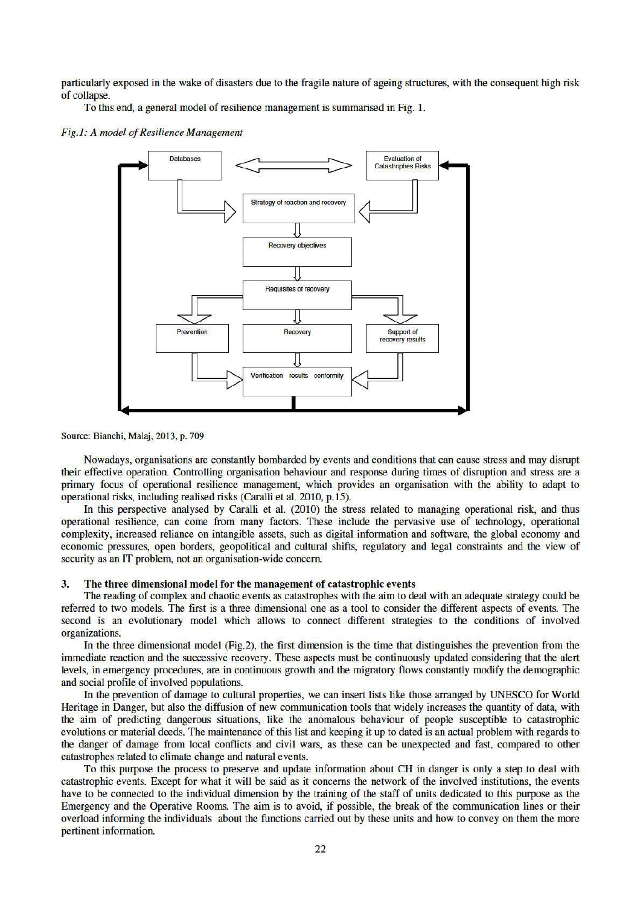particularly exposed in the wake of disasters due to the fragile nature of ageing structures, with the consequent high risk of collapse.

To this end, a general model of resilience management is summarised in Fig. 1.

*Fig.1: A model of Resilience Management*

Source: Bianchi, Malaj, 2013, p. 709

Nowadays, organisations are constantly bombarded by events and conditions that can cause stress and may disrupt their effective operation. Controlling organisation behaviour and response during times of disruption and stress are a primary focus of operational resilience management, which provides an organisation with the ability to adapt to operational risks, including realised risks (Caralli et al. 2010, p.15).

In this perspective analysed by Caralli et al. (2010) the stress related to managing operational risk, and thus operational resilience, can come from many factors. These include the pervasive use of technology, operational complexity, increased reliance on intangible assets, such as digital information and software, the global economy and economic pressures, open borders, geopolitical and cultural shifts, regulatory and legal constraints and the view of security as an IT problem, not an organisation-wide concern.

## 3. The three dimensional model for the management of catastrophic events

The reading of complex and chaotic events as catastrophes with the aim to deal with an adequate strategy could be referred to two models. The first is a three dimensional one as a tool to consider the different aspects of events. The second is an evolutionary model which allows to connect different strategies to the conditions of involved organizations.

In the three dimensional model (Fig.2), the first dimension is the time that distinguishes the prevention from the immediate reaction and the successive recovery. These aspects must be continuously updated considering that the alert levels, in emergency procedures, are in continuous growth and the migratory flows constantly modify the demographic and social profile of involved populations.

In the prevention of damage to cultural properties, we can insert lists like those arranged by UNESCO for World Heritage in Danger, but also the diffusion of new communication tools that widely increases the quantity of data, with the aim of predicting dangerous situations, like the anomalous behaviour of people susceptible to catastrophic evolutions or material deeds. The maintenance of this list and keeping it up to dated is an actual problem with regards to the danger of damage from local conflicts and civil wars, as these can be unexpected and fast, compared to other catastrophes related to climate change and natural events.

To this purpose the process to preserve and update information about CH in danger is only a step to deal with catastrophic events. Except for what it will be said as it concerns the network of the involved institutions, the events have to be connected to the individual dimension by the training of the staff of units dedicated to this purpose as the Emergency and the Operative Rooms. The aim is to avoid, if possible, the break of the communication lines or their overload informing the individuals about the functions carried out by these units and how to convey on them the more pertinent information.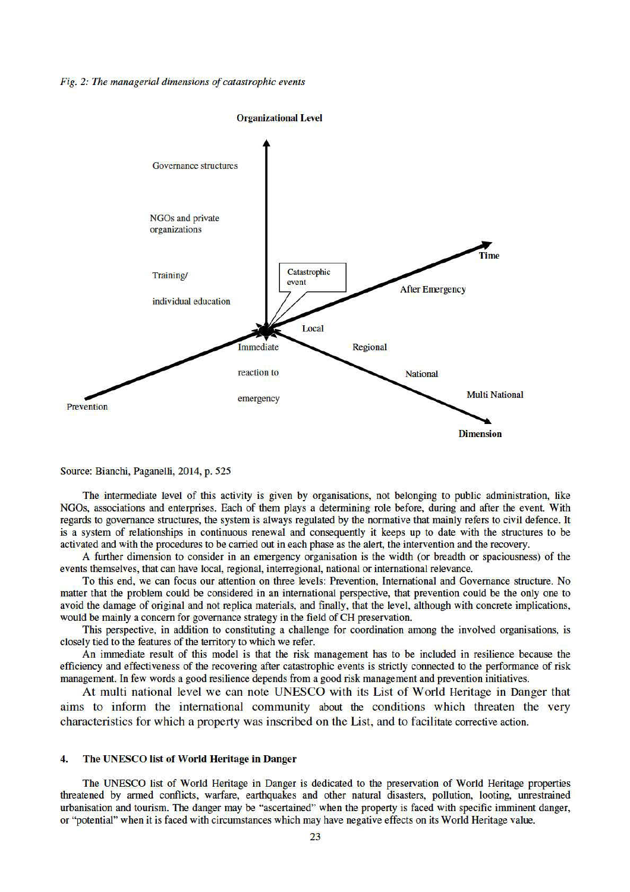*Fig. 2: The managerial dimensions of catastrophic events*

Organizational Level

Governance structures

NGOs and private organizations

Training/ individual education

Catastrophic event

Time

After Emergency

Local

Regional

National

Multi National

Dimension

Immediate reaction to emergency

Prevention

Source: Bianchi, Paganelli, 2014, p. 525

The intermediate level of this activity is given by organisations, not belonging to public administration, like NGOs, associations and enterprises. Each of them plays a determining role before, during and after the event. With regards to governance structures, the system is always regulated by the normative that mainly refers to civil defence. It is a system of relationships in continuous renewal and consequently it keeps up to date with the structures to be activated and with the procedures to be carried out in each phase as the alert, the intervention and the recovery.

A further dimension to consider in an emergency organisation is the width (or breadth or spaciousness) of the events themselves, that can have local, regional, interregional, national or international relevance.

To this end, we can focus our attention on three levels: Prevention, International and Governance structure. No matter that the problem could be considered in an international perspective, that prevention could be the only one to avoid the damage of original and not replica materials, and finally, that the level, although with concrete implications, would be mainly a concern for governance strategy in the field of CH preservation.

This perspective, in addition to constituting a challenge for coordination among the involved organisations, is closely tied to the features of the territory to which we refer.

An immediate result of this model is that the risk management has to be included in resilience because the efficiency and effectiveness of the recovering after catastrophic events is strictly connected to the performance of risk management. In few words a good resilience depends from a good risk management and prevention initiatives.

At multi national level we can note UNESCO with its List of World Heritage in Danger that aims to inform the international community about the conditions which threaten the very characteristics for which a property was inscribed on the List, and to facilitate corrective action.

## 4. The UNESCO list of World Heritage in Danger

The UNESCO list of World Heritage in Danger is dedicated to the preservation of World Heritage properties threatened by armed conflicts, warfare, earthquakes and other natural disasters, pollution, looting, unrestrained urbanisation and tourism. The danger may be "ascertained" when the property is faced with specific imminent danger, or "potential" when it is faced with circumstances which may have negative effects on its World Heritage value.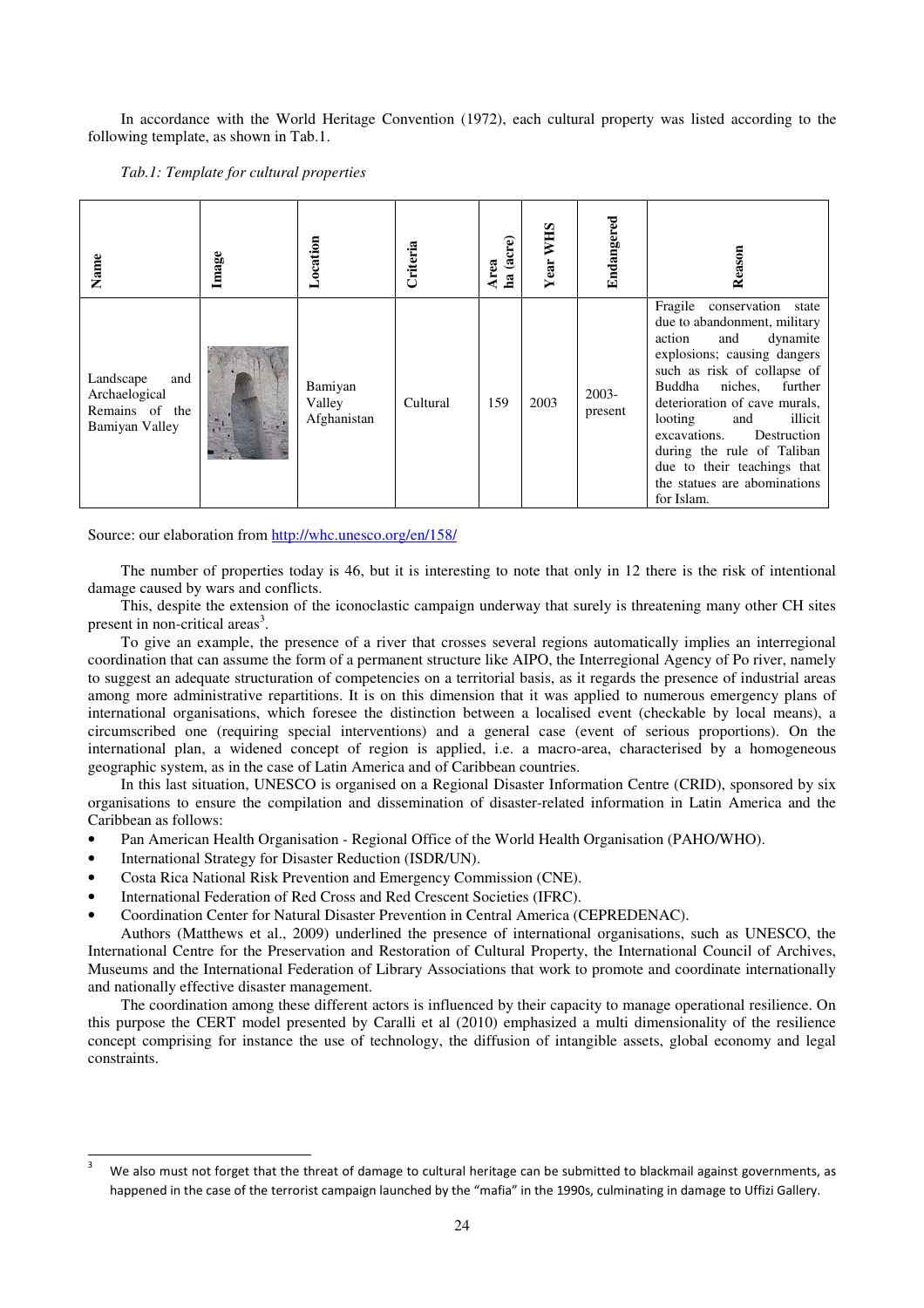In accordance with the World Heritage Convention (1972), each cultural property was listed according to the following template, as shown in Tab.1.

*Tab.1: Template for cultural properties*

| Name | Image | Location | Criteria | Area ha (acre) | Year WHS | Endangered | Reason |
|---|---|---|---|---|---|---|---|
| Landscape and Archaeological Remains of the Bamiyan Valley | | Bamiyan Valley Afghanistan | Cultural | 159 | 2003 | 2003-present | Fragile conservation state due to abandonment, military action and dynamite explosions; causing dangers such as risk of collapse of Buddha niches, further deterioration of cave murals, looting and illicit excavations. Destruction during the rule of Taliban due to their teachings that the statues are abominations for Islam. |

Source: our elaboration from http://whc.unesco.org/en/158/

The number of properties today is 46, but it is interesting to note that only in 12 there is the risk of intentional damage caused by wars and conflicts.

This, despite the extension of the iconoclastic campaign underway that surely is threatening many other CH sites present in non-critical areas[3].

To give an example, the presence of a river that crosses several regions automatically implies an interregional coordination that can assume the form of a permanent structure like AIPO, the Interregional Agency of Po river, namely to suggest an adequate structuration of competencies on a territorial basis, as it regards the presence of industrial areas among more administrative repartitions. It is on this dimension that it was applied to numerous emergency plans of international organisations, which foresee the distinction between a localised event (checkable by local means), a circumscribed one (requiring special interventions) and a general case (event of serious proportions). On the international plan, a widened concept of region is applied, i.e. a macro-area, characterised by a homogeneous geographic system, as in the case of Latin America and of Caribbean countries.

In this last situation, UNESCO is organised on a Regional Disaster Information Centre (CRID), sponsored by six organisations to ensure the compilation and dissemination of disaster-related information in Latin America and the Caribbean as follows:

- Pan American Health Organisation - Regional Office of the World Health Organisation (PAHO/WHO).
- International Strategy for Disaster Reduction (ISDR/UN).
- Costa Rica National Risk Prevention and Emergency Commission (CNE).
- International Federation of Red Cross and Red Crescent Societies (IFRC).
- Coordination Center for Natural Disaster Prevention in Central America (CEPREDENAC).

Authors (Matthews et al., 2009) underlined the presence of international organisations, such as UNESCO, the International Centre for the Preservation and Restoration of Cultural Property, the International Council of Archives, Museums and the International Federation of Library Associations that work to promote and coordinate internationally and nationally effective disaster management.

The coordination among these different actors is influenced by their capacity to manage operational resilience. On this purpose the CERT model presented by Caralli et al (2010) emphasized a multi dimensionality of the resilience concept comprising for instance the use of technology, the diffusion of intangible assets, global economy and legal constraints.

---

[3] We also must not forget that the threat of damage to cultural heritage can be submitted to blackmail against governments, as happened in the case of the terrorist campaign launched by the "mafia" in the 1990s, culminating in damage to Uffizi Gallery.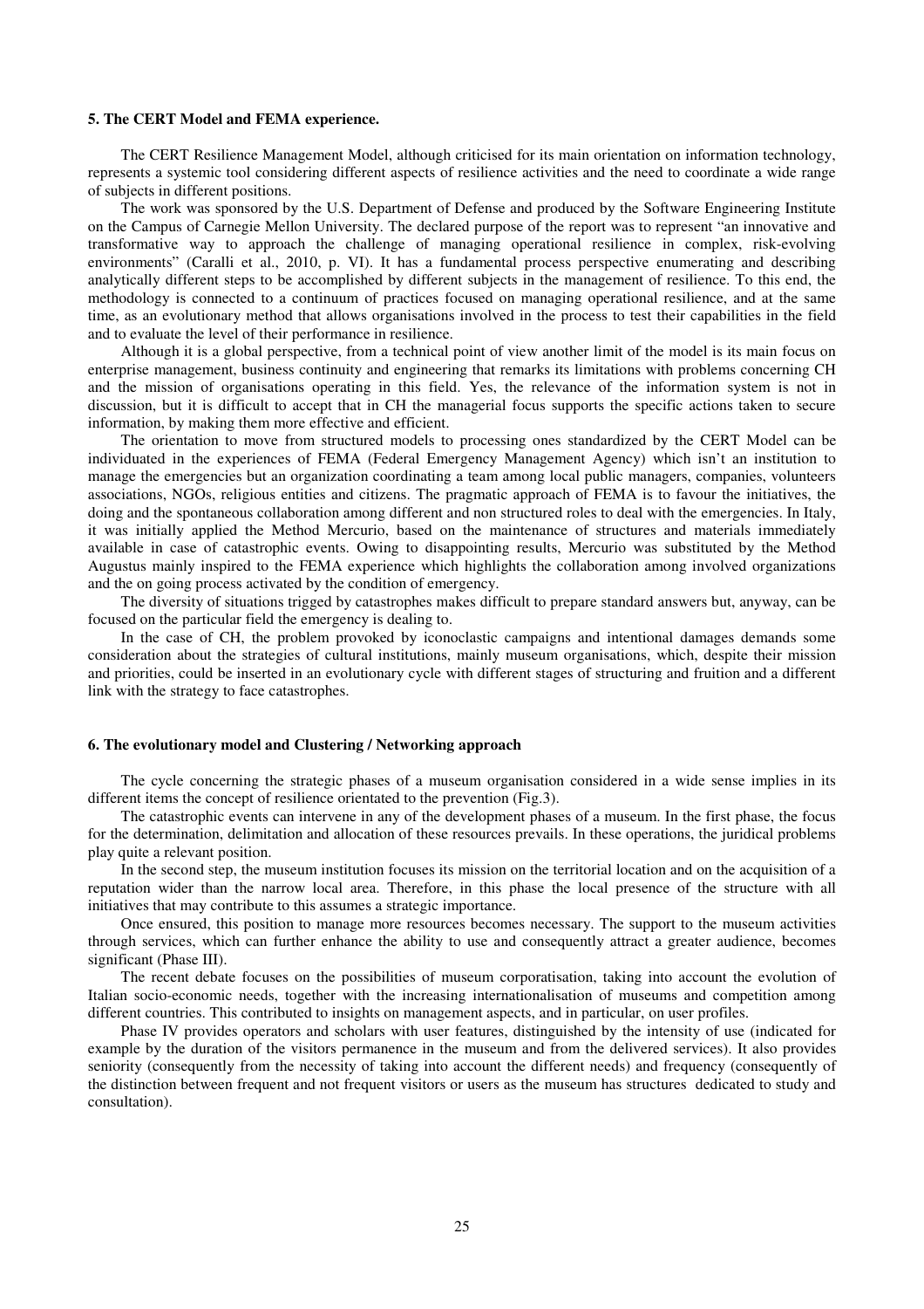### 5. The CERT Model and FEMA experience.

The CERT Resilience Management Model, although criticised for its main orientation on information technology, represents a systemic tool considering different aspects of resilience activities and the need to coordinate a wide range of subjects in different positions.

The work was sponsored by the U.S. Department of Defense and produced by the Software Engineering Institute on the Campus of Carnegie Mellon University. The declared purpose of the report was to represent "an innovative and transformative way to approach the challenge of managing operational resilience in complex, risk-evolving environments" (Caralli et al., 2010, p. VI). It has a fundamental process perspective enumerating and describing analytically different steps to be accomplished by different subjects in the management of resilience. To this end, the methodology is connected to a continuum of practices focused on managing operational resilience, and at the same time, as an evolutionary method that allows organisations involved in the process to test their capabilities in the field and to evaluate the level of their performance in resilience.

Although it is a global perspective, from a technical point of view another limit of the model is its main focus on enterprise management, business continuity and engineering that remarks its limitations with problems concerning CH and the mission of organisations operating in this field. Yes, the relevance of the information system is not in discussion, but it is difficult to accept that in CH the managerial focus supports the specific actions taken to secure information, by making them more effective and efficient.

The orientation to move from structured models to processing ones standardized by the CERT Model can be individuated in the experiences of FEMA (Federal Emergency Management Agency) which isn't an institution to manage the emergencies but an organization coordinating a team among local public managers, companies, volunteers associations, NGOs, religious entities and citizens. The pragmatic approach of FEMA is to favour the initiatives, the doing and the spontaneous collaboration among different and non structured roles to deal with the emergencies. In Italy, it was initially applied the Method Mercurio, based on the maintenance of structures and materials immediately available in case of catastrophic events. Owing to disappointing results, Mercurio was substituted by the Method Augustus mainly inspired to the FEMA experience which highlights the collaboration among involved organizations and the on going process activated by the condition of emergency.

The diversity of situations trigged by catastrophes makes difficult to prepare standard answers but, anyway, can be focused on the particular field the emergency is dealing to.

In the case of CH, the problem provoked by iconoclastic campaigns and intentional damages demands some consideration about the strategies of cultural institutions, mainly museum organisations, which, despite their mission and priorities, could be inserted in an evolutionary cycle with different stages of structuring and fruition and a different link with the strategy to face catastrophes.

### 6. The evolutionary model and Clustering / Networking approach

The cycle concerning the strategic phases of a museum organisation considered in a wide sense implies in its different items the concept of resilience orientated to the prevention (Fig.3).

The catastrophic events can intervene in any of the development phases of a museum. In the first phase, the focus for the determination, delimitation and allocation of these resources prevails. In these operations, the juridical problems play quite a relevant position.

In the second step, the museum institution focuses its mission on the territorial location and on the acquisition of a reputation wider than the narrow local area. Therefore, in this phase the local presence of the structure with all initiatives that may contribute to this assumes a strategic importance.

Once ensured, this position to manage more resources becomes necessary. The support to the museum activities through services, which can further enhance the ability to use and consequently attract a greater audience, becomes significant (Phase III).

The recent debate focuses on the possibilities of museum corporatisation, taking into account the evolution of Italian socio-economic needs, together with the increasing internationalisation of museums and competition among different countries. This contributed to insights on management aspects, and in particular, on user profiles.

Phase IV provides operators and scholars with user features, distinguished by the intensity of use (indicated for example by the duration of the visitors permanence in the museum and from the delivered services). It also provides seniority (consequently from the necessity of taking into account the different needs) and frequency (consequently of the distinction between frequent and not frequent visitors or users as the museum has structures dedicated to study and consultation).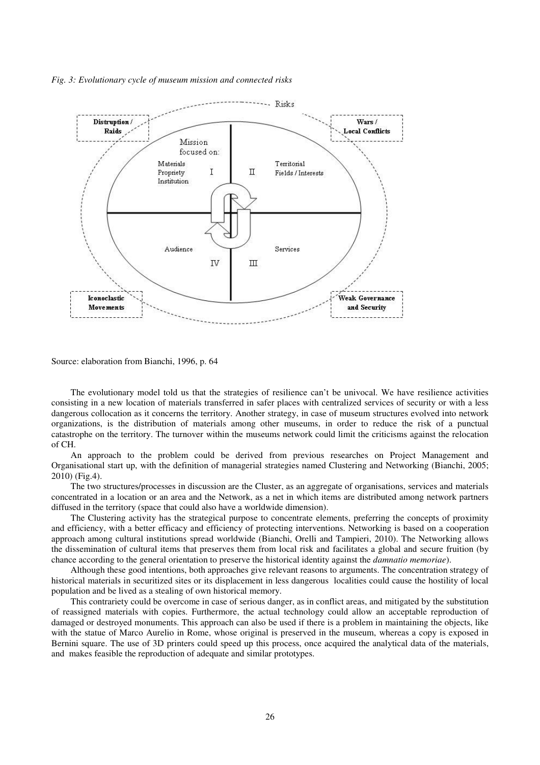*Fig. 3: Evolutionary cycle of museum mission and connected risks*

Source: elaboration from Bianchi, 1996, p. 64

The evolutionary model told us that the strategies of resilience can't be univocal. We have resilience activities consisting in a new location of materials transferred in safer places with centralized services of security or with a less dangerous collocation as it concerns the territory. Another strategy, in case of museum structures evolved into network organizations, is the distribution of materials among other museums, in order to reduce the risk of a punctual catastrophe on the territory. The turnover within the museums network could limit the criticisms against the relocation of CH.

An approach to the problem could be derived from previous researches on Project Management and Organisational start up, with the definition of managerial strategies named Clustering and Networking (Bianchi, 2005; 2010) (Fig.4).

The two structures/processes in discussion are the Cluster, as an aggregate of organisations, services and materials concentrated in a location or an area and the Network, as a net in which items are distributed among network partners diffused in the territory (space that could also have a worldwide dimension).

The Clustering activity has the strategical purpose to concentrate elements, preferring the concepts of proximity and efficiency, with a better efficacy and efficiency of protecting interventions. Networking is based on a cooperation approach among cultural institutions spread worldwide (Bianchi, Orelli and Tampieri, 2010). The Networking allows the dissemination of cultural items that preserves them from local risk and facilitates a global and secure fruition (by chance according to the general orientation to preserve the historical identity against the *damnatio memoriae*).

Although these good intentions, both approaches give relevant reasons to arguments. The concentration strategy of historical materials in securitized sites or its displacement in less dangerous localities could cause the hostility of local population and be lived as a stealing of own historical memory.

This contrariety could be overcome in case of serious danger, as in conflict areas, and mitigated by the substitution of reassigned materials with copies. Furthermore, the actual technology could allow an acceptable reproduction of damaged or destroyed monuments. This approach can also be used if there is a problem in maintaining the objects, like with the statue of Marco Aurelio in Rome, whose original is preserved in the museum, whereas a copy is exposed in Bernini square. The use of 3D printers could speed up this process, once acquired the analytical data of the materials, and makes feasible the reproduction of adequate and similar prototypes.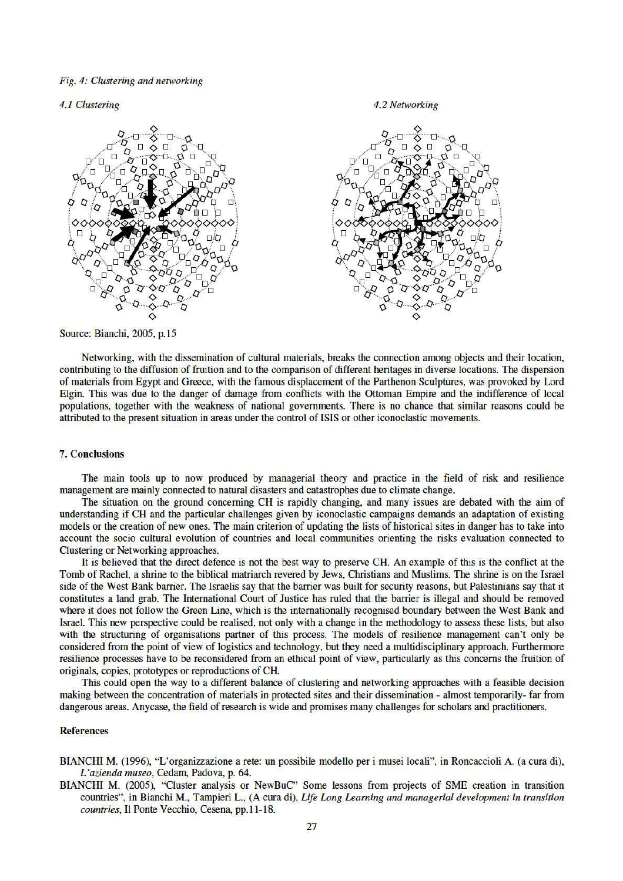*Fig. 4: Clustering and networking*

*4.1 Clustering*

*4.2 Networking*

Source: Bianchi, 2005, p.15

Networking, with the dissemination of cultural materials, breaks the connection among objects and their location, contributing to the diffusion of fruition and to the comparison of different heritages in diverse locations. The dispersion of materials from Egypt and Greece, with the famous displacement of the Parthenon Sculptures, was provoked by Lord Elgin. This was due to the danger of damage from conflicts with the Ottoman Empire and the indifference of local populations, together with the weakness of national governments. There is no chance that similar reasons could be attributed to the present situation in areas under the control of ISIS or other iconoclastic movements.

## 7. Conclusions

The main tools up to now produced by managerial theory and practice in the field of risk and resilience management are mainly connected to natural disasters and catastrophes due to climate change.

The situation on the ground concerning CH is rapidly changing, and many issues are debated with the aim of understanding if CH and the particular challenges given by iconoclastic campaigns demands an adaptation of existing models or the creation of new ones. The main criterion of updating the lists of historical sites in danger has to take into account the socio cultural evolution of countries and local communities orienting the risks evaluation connected to Clustering or Networking approaches.

It is believed that the direct defence is not the best way to preserve CH. An example of this is the conflict at the Tomb of Rachel, a shrine to the biblical matriarch revered by Jews, Christians and Muslims. The shrine is on the Israel side of the West Bank barrier. The Israelis say that the barrier was built for security reasons, but Palestinians say that it constitutes a land grab. The International Court of Justice has ruled that the barrier is illegal and should be removed where it does not follow the Green Line, which is the internationally recognised boundary between the West Bank and Israel. This new perspective could be realised, not only with a change in the methodology to assess these lists, but also with the structuring of organisations partner of this process. The models of resilience management can't only be considered from the point of view of logistics and technology, but they need a multidisciplinary approach. Furthermore resilience processes have to be reconsidered from an ethical point of view, particularly as this concerns the fruition of originals, copies, prototypes or reproductions of CH.

This could open the way to a different balance of clustering and networking approaches with a feasible decision making between the concentration of materials in protected sites and their dissemination - almost temporarily- far from dangerous areas. Anycase, the field of research is wide and promises many challenges for scholars and practitioners.

## References

BIANCHI M. (1996), "L'organizzazione a rete: un possibile modello per i musei locali", in Roncaccioli A. (a cura di), *L'azienda museo*, Cedam, Padova, p. 64.

BIANCHI M. (2005), "Cluster analysis or NewBuC" Some lessons from projects of SME creation in transition countries", in Bianchi M., Tampieri L., (A cura di), *Life Long Learning and managerial development in transition countries*, Il Ponte Vecchio, Cesena, pp.11-18.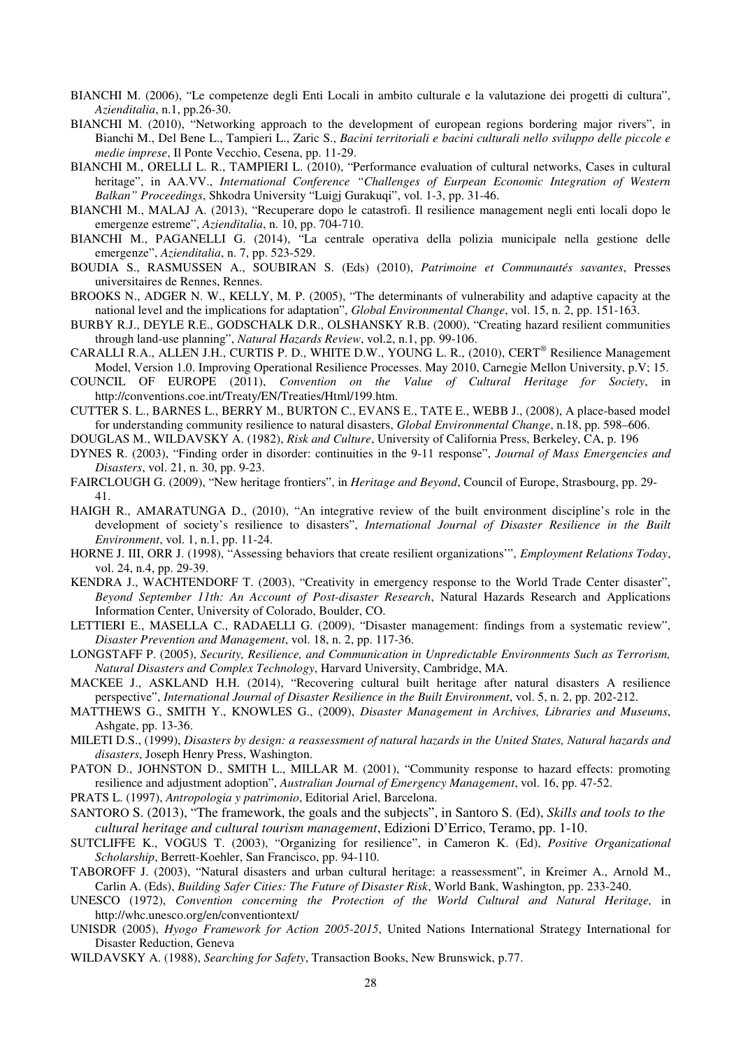BIANCHI M. (2006), "Le competenze degli Enti Locali in ambito culturale e la valutazione dei progetti di cultura", *Azienditalia*, n.1, pp.26-30.

BIANCHI M. (2010), "Networking approach to the development of european regions bordering major rivers", in Bianchi M., Del Bene L., Tampieri L., Zaric S., *Bacini territoriali e bacini culturali nello sviluppo delle piccole e medie imprese*, Il Ponte Vecchio, Cesena, pp. 11-29.

BIANCHI M., ORELLI L. R., TAMPIERI L. (2010), "Performance evaluation of cultural networks, Cases in cultural heritage", in AA.VV., *International Conference "Challenges of Eurpean Economic Integration of Western Balkan" Proceedings*, Shkodra University "Luigj Gurakuqi", vol. 1-3, pp. 31-46.

BIANCHI M., MALAJ A. (2013), "Recuperare dopo le catastrofi. Il resilience management negli enti locali dopo le emergenze estreme", *Azienditalia*, n. 10, pp. 704-710.

BIANCHI M., PAGANELLI G. (2014), "La centrale operativa della polizia municipale nella gestione delle emergenze", *Azienditalia*, n. 7, pp. 523-529.

BOUDIA S., RASMUSSEN A., SOUBIRAN S. (Eds) (2010), *Patrimoine et Communautés savantes*, Presses universitaires de Rennes, Rennes.

BROOKS N., ADGER N. W., KELLY, M. P. (2005), "The determinants of vulnerability and adaptive capacity at the national level and the implications for adaptation", *Global Environmental Change*, vol. 15, n. 2, pp. 151-163.

BURBY R.J., DEYLE R.E., GODSCHALK D.R., OLSHANSKY R.B. (2000), "Creating hazard resilient communities through land-use planning", *Natural Hazards Review*, vol.2, n.1, pp. 99-106.

CARALLI R.A., ALLEN J.H., CURTIS P. D., WHITE D.W., YOUNG L. R., (2010), CERT® Resilience Management Model, Version 1.0. Improving Operational Resilience Processes. May 2010, Carnegie Mellon University, p.V; 15.

COUNCIL OF EUROPE (2011), *Convention on the Value of Cultural Heritage for Society*, in http://conventions.coe.int/Treaty/EN/Treaties/Html/199.htm.

CUTTER S. L., BARNES L., BERRY M., BURTON C., EVANS E., TATE E., WEBB J., (2008), A place-based model for understanding community resilience to natural disasters, *Global Environmental Change*, n.18, pp. 598–606.

DOUGLAS M., WILDAVSKY A. (1982), *Risk and Culture*, University of California Press, Berkeley, CA, p. 196

DYNES R. (2003), "Finding order in disorder: continuities in the 9-11 response", *Journal of Mass Emergencies and Disasters*, vol. 21, n. 30, pp. 9-23.

FAIRCLOUGH G. (2009), "New heritage frontiers", in *Heritage and Beyond*, Council of Europe, Strasbourg, pp. 29-41.

HAIGH R., AMARATUNGA D., (2010), "An integrative review of the built environment discipline's role in the development of society's resilience to disasters", *International Journal of Disaster Resilience in the Built Environment*, vol. 1, n.1, pp. 11-24.

HORNE J. III, ORR J. (1998), "Assessing behaviors that create resilient organizations'", *Employment Relations Today*, vol. 24, n.4, pp. 29-39.

KENDRA J., WACHTENDORF T. (2003), "Creativity in emergency response to the World Trade Center disaster", *Beyond September 11th: An Account of Post-disaster Research*, Natural Hazards Research and Applications Information Center, University of Colorado, Boulder, CO.

LETTIERI E., MASELLA C., RADAELLI G. (2009), "Disaster management: findings from a systematic review", *Disaster Prevention and Management*, vol. 18, n. 2, pp. 117-36.

LONGSTAFF P. (2005), *Security, Resilience, and Communication in Unpredictable Environments Such as Terrorism, Natural Disasters and Complex Technology*, Harvard University, Cambridge, MA.

MACKEE J., ASKLAND H.H. (2014), "Recovering cultural built heritage after natural disasters A resilience perspective", *International Journal of Disaster Resilience in the Built Environment*, vol. 5, n. 2, pp. 202-212.

MATTHEWS G., SMITH Y., KNOWLES G., (2009), *Disaster Management in Archives, Libraries and Museums*, Ashgate, pp. 13-36.

MILETI D.S., (1999), *Disasters by design: a reassessment of natural hazards in the United States, Natural hazards and disasters*, Joseph Henry Press, Washington.

PATON D., JOHNSTON D., SMITH L., MILLAR M. (2001), "Community response to hazard effects: promoting resilience and adjustment adoption", *Australian Journal of Emergency Management*, vol. 16, pp. 47-52.

PRATS L. (1997), *Antropologia y patrimonio*, Editorial Ariel, Barcelona.

SANTORO S. (2013), "The framework, the goals and the subjects", in Santoro S. (Ed), *Skills and tools to the cultural heritage and cultural tourism management*, Edizioni D'Errico, Teramo, pp. 1-10.

SUTCLIFFE K., VOGUS T. (2003), "Organizing for resilience", in Cameron K. (Ed), *Positive Organizational Scholarship*, Berrett-Koehler, San Francisco, pp. 94-110.

TABOROFF J. (2003), "Natural disasters and urban cultural heritage: a reassessment", in Kreimer A., Arnold M., Carlin A. (Eds), *Building Safer Cities: The Future of Disaster Risk*, World Bank, Washington, pp. 233-240.

UNESCO (1972), *Convention concerning the Protection of the World Cultural and Natural Heritage,* in http://whc.unesco.org/en/conventiontext/

UNISDR (2005), *Hyogo Framework for Action 2005-2015*, United Nations International Strategy International for Disaster Reduction, Geneva

WILDAVSKY A. (1988), *Searching for Safety*, Transaction Books, New Brunswick, p.77.